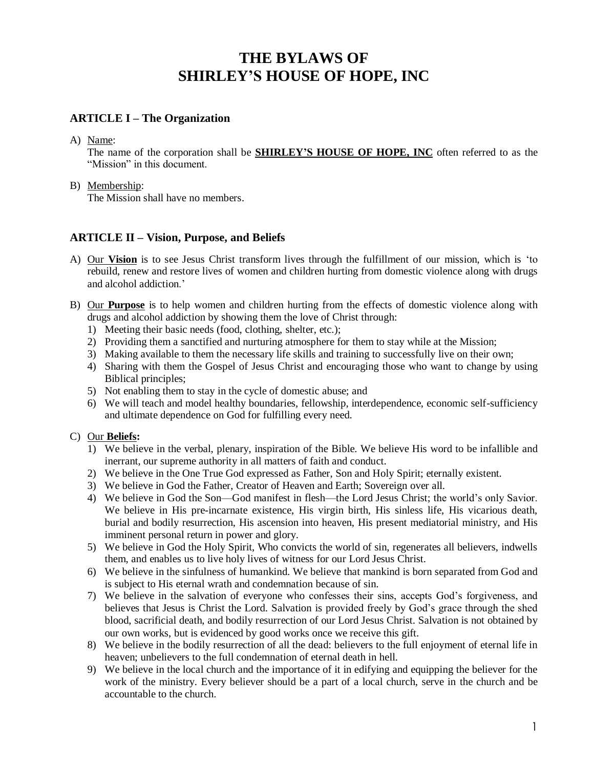# THE BYLAWS OF
# SHIRLEY'S HOUSE OF HOPE, INC

## ARTICLE I – The Organization

A) Name:
The name of the corporation shall be **SHIRLEY'S HOUSE OF HOPE, INC** often referred to as the "Mission" in this document.

B) Membership:
The Mission shall have no members.

## ARTICLE II – Vision, Purpose, and Beliefs

A) Our **Vision** is to see Jesus Christ transform lives through the fulfillment of our mission, which is 'to rebuild, renew and restore lives of women and children hurting from domestic violence along with drugs and alcohol addiction.'

B) Our **Purpose** is to help women and children hurting from the effects of domestic violence along with drugs and alcohol addiction by showing them the love of Christ through:
   1) Meeting their basic needs (food, clothing, shelter, etc.);
   2) Providing them a sanctified and nurturing atmosphere for them to stay while at the Mission;
   3) Making available to them the necessary life skills and training to successfully live on their own;
   4) Sharing with them the Gospel of Jesus Christ and encouraging those who want to change by using Biblical principles;
   5) Not enabling them to stay in the cycle of domestic abuse; and
   6) We will teach and model healthy boundaries, fellowship, interdependence, economic self-sufficiency and ultimate dependence on God for fulfilling every need.

C) Our **Beliefs:**
   1) We believe in the verbal, plenary, inspiration of the Bible. We believe His word to be infallible and inerrant, our supreme authority in all matters of faith and conduct.
   2) We believe in the One True God expressed as Father, Son and Holy Spirit; eternally existent.
   3) We believe in God the Father, Creator of Heaven and Earth; Sovereign over all.
   4) We believe in God the Son—God manifest in flesh—the Lord Jesus Christ; the world's only Savior. We believe in His pre-incarnate existence, His virgin birth, His sinless life, His vicarious death, burial and bodily resurrection, His ascension into heaven, His present mediatorial ministry, and His imminent personal return in power and glory.
   5) We believe in God the Holy Spirit, Who convicts the world of sin, regenerates all believers, indwells them, and enables us to live holy lives of witness for our Lord Jesus Christ.
   6) We believe in the sinfulness of humankind. We believe that mankind is born separated from God and is subject to His eternal wrath and condemnation because of sin.
   7) We believe in the salvation of everyone who confesses their sins, accepts God's forgiveness, and believes that Jesus is Christ the Lord. Salvation is provided freely by God's grace through the shed blood, sacrificial death, and bodily resurrection of our Lord Jesus Christ. Salvation is not obtained by our own works, but is evidenced by good works once we receive this gift.
   8) We believe in the bodily resurrection of all the dead: believers to the full enjoyment of eternal life in heaven; unbelievers to the full condemnation of eternal death in hell.
   9) We believe in the local church and the importance of it in edifying and equipping the believer for the work of the ministry. Every believer should be a part of a local church, serve in the church and be accountable to the church.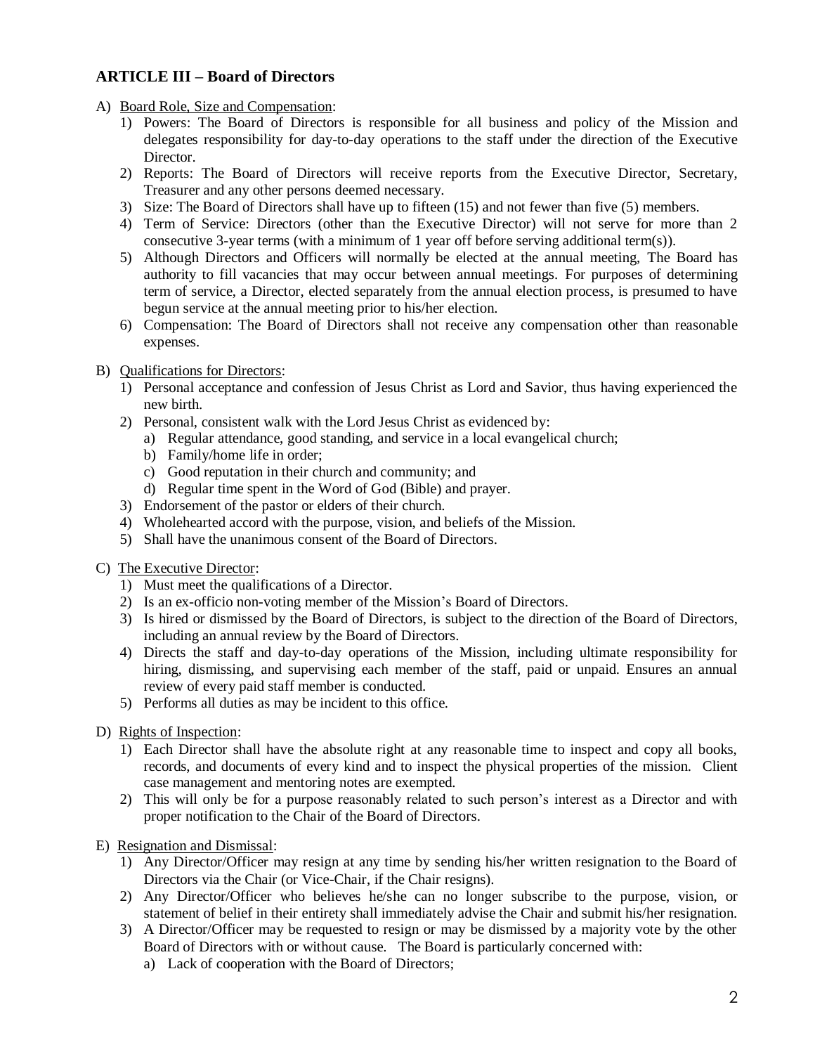## ARTICLE III – Board of Directors

A) <u>Board Role, Size and Compensation</u>:
   1) Powers: The Board of Directors is responsible for all business and policy of the Mission and delegates responsibility for day-to-day operations to the staff under the direction of the Executive Director.
   2) Reports: The Board of Directors will receive reports from the Executive Director, Secretary, Treasurer and any other persons deemed necessary.
   3) Size: The Board of Directors shall have up to fifteen (15) and not fewer than five (5) members.
   4) Term of Service: Directors (other than the Executive Director) will not serve for more than 2 consecutive 3-year terms (with a minimum of 1 year off before serving additional term(s)).
   5) Although Directors and Officers will normally be elected at the annual meeting, The Board has authority to fill vacancies that may occur between annual meetings. For purposes of determining term of service, a Director, elected separately from the annual election process, is presumed to have begun service at the annual meeting prior to his/her election.
   6) Compensation: The Board of Directors shall not receive any compensation other than reasonable expenses.

B) <u>Qualifications for Directors</u>:
   1) Personal acceptance and confession of Jesus Christ as Lord and Savior, thus having experienced the new birth.
   2) Personal, consistent walk with the Lord Jesus Christ as evidenced by:
      a) Regular attendance, good standing, and service in a local evangelical church;
      b) Family/home life in order;
      c) Good reputation in their church and community; and
      d) Regular time spent in the Word of God (Bible) and prayer.
   3) Endorsement of the pastor or elders of their church.
   4) Wholehearted accord with the purpose, vision, and beliefs of the Mission.
   5) Shall have the unanimous consent of the Board of Directors.

C) <u>The Executive Director</u>:
   1) Must meet the qualifications of a Director.
   2) Is an ex-officio non-voting member of the Mission's Board of Directors.
   3) Is hired or dismissed by the Board of Directors, is subject to the direction of the Board of Directors, including an annual review by the Board of Directors.
   4) Directs the staff and day-to-day operations of the Mission, including ultimate responsibility for hiring, dismissing, and supervising each member of the staff, paid or unpaid. Ensures an annual review of every paid staff member is conducted.
   5) Performs all duties as may be incident to this office.

D) <u>Rights of Inspection</u>:
   1) Each Director shall have the absolute right at any reasonable time to inspect and copy all books, records, and documents of every kind and to inspect the physical properties of the mission. Client case management and mentoring notes are exempted.
   2) This will only be for a purpose reasonably related to such person's interest as a Director and with proper notification to the Chair of the Board of Directors.

E) <u>Resignation and Dismissal</u>:
   1) Any Director/Officer may resign at any time by sending his/her written resignation to the Board of Directors via the Chair (or Vice-Chair, if the Chair resigns).
   2) Any Director/Officer who believes he/she can no longer subscribe to the purpose, vision, or statement of belief in their entirety shall immediately advise the Chair and submit his/her resignation.
   3) A Director/Officer may be requested to resign or may be dismissed by a majority vote by the other Board of Directors with or without cause. The Board is particularly concerned with:
      a) Lack of cooperation with the Board of Directors;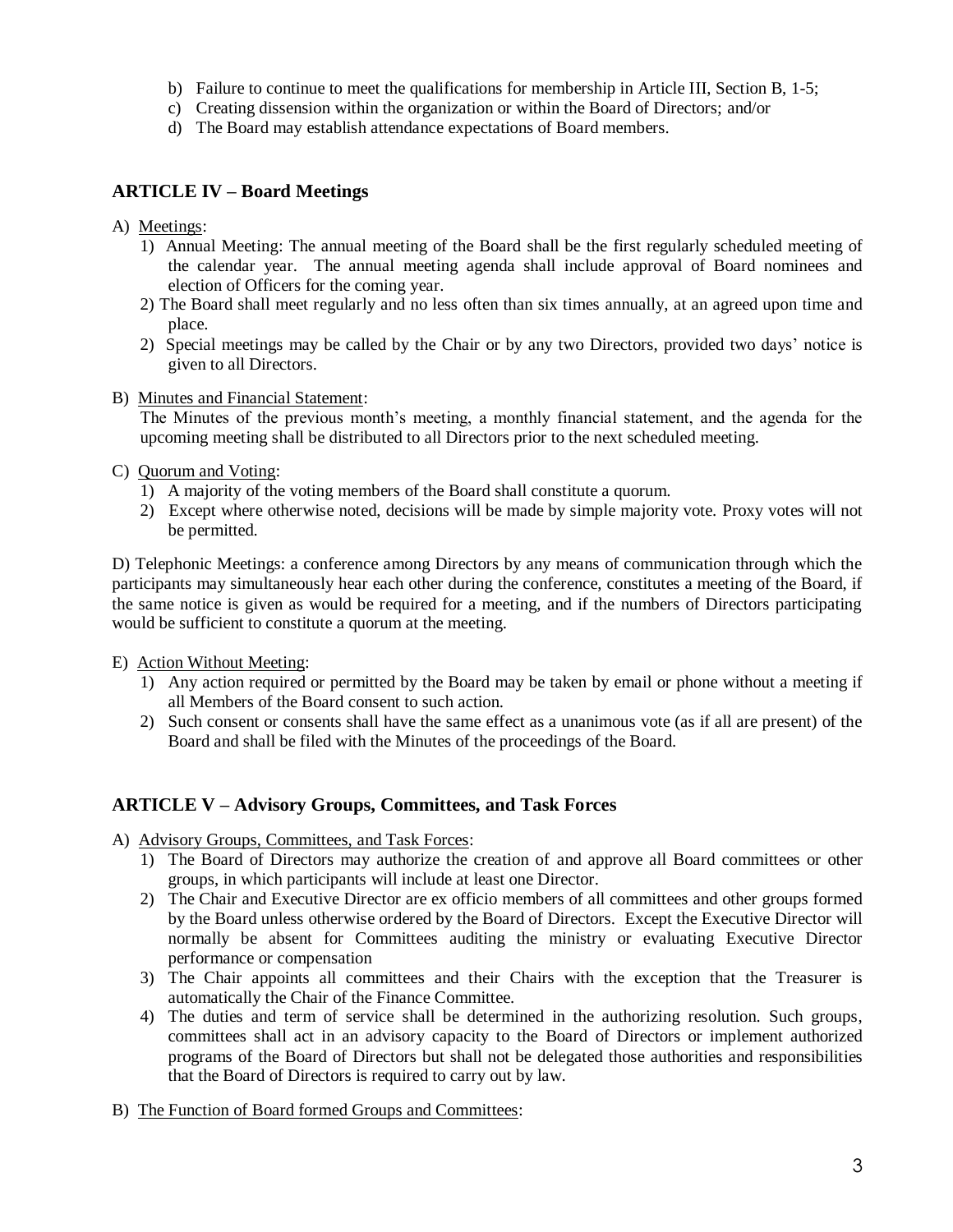b) Failure to continue to meet the qualifications for membership in Article III, Section B, 1-5;
c) Creating dissension within the organization or within the Board of Directors; and/or
d) The Board may establish attendance expectations of Board members.

## ARTICLE IV – Board Meetings

A) Meetings:

1) Annual Meeting: The annual meeting of the Board shall be the first regularly scheduled meeting of the calendar year. The annual meeting agenda shall include approval of Board nominees and election of Officers for the coming year.
2) The Board shall meet regularly and no less often than six times annually, at an agreed upon time and place.
2) Special meetings may be called by the Chair or by any two Directors, provided two days' notice is given to all Directors.

B) Minutes and Financial Statement:

The Minutes of the previous month's meeting, a monthly financial statement, and the agenda for the upcoming meeting shall be distributed to all Directors prior to the next scheduled meeting.

C) Quorum and Voting:

1) A majority of the voting members of the Board shall constitute a quorum.
2) Except where otherwise noted, decisions will be made by simple majority vote. Proxy votes will not be permitted.

D) Telephonic Meetings: a conference among Directors by any means of communication through which the participants may simultaneously hear each other during the conference, constitutes a meeting of the Board, if the same notice is given as would be required for a meeting, and if the numbers of Directors participating would be sufficient to constitute a quorum at the meeting.

E) Action Without Meeting:

1) Any action required or permitted by the Board may be taken by email or phone without a meeting if all Members of the Board consent to such action.
2) Such consent or consents shall have the same effect as a unanimous vote (as if all are present) of the Board and shall be filed with the Minutes of the proceedings of the Board.

## ARTICLE V – Advisory Groups, Committees, and Task Forces

A) Advisory Groups, Committees, and Task Forces:

1) The Board of Directors may authorize the creation of and approve all Board committees or other groups, in which participants will include at least one Director.
2) The Chair and Executive Director are ex officio members of all committees and other groups formed by the Board unless otherwise ordered by the Board of Directors. Except the Executive Director will normally be absent for Committees auditing the ministry or evaluating Executive Director performance or compensation
3) The Chair appoints all committees and their Chairs with the exception that the Treasurer is automatically the Chair of the Finance Committee.
4) The duties and term of service shall be determined in the authorizing resolution. Such groups, committees shall act in an advisory capacity to the Board of Directors or implement authorized programs of the Board of Directors but shall not be delegated those authorities and responsibilities that the Board of Directors is required to carry out by law.

B) The Function of Board formed Groups and Committees: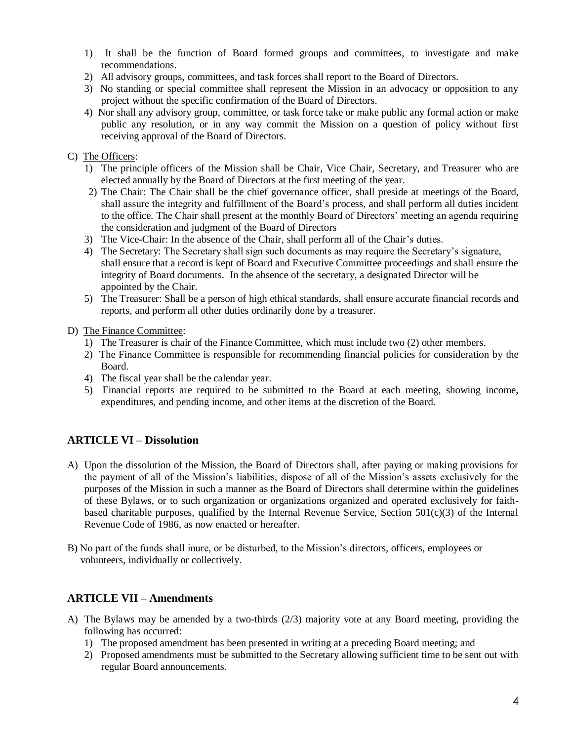1) It shall be the function of Board formed groups and committees, to investigate and make recommendations.
2) All advisory groups, committees, and task forces shall report to the Board of Directors.
3) No standing or special committee shall represent the Mission in an advocacy or opposition to any project without the specific confirmation of the Board of Directors.
4) Nor shall any advisory group, committee, or task force take or make public any formal action or make public any resolution, or in any way commit the Mission on a question of policy without first receiving approval of the Board of Directors.

C) The Officers:
   1) The principle officers of the Mission shall be Chair, Vice Chair, Secretary, and Treasurer who are elected annually by the Board of Directors at the first meeting of the year.
   2) The Chair: The Chair shall be the chief governance officer, shall preside at meetings of the Board, shall assure the integrity and fulfillment of the Board's process, and shall perform all duties incident to the office. The Chair shall present at the monthly Board of Directors' meeting an agenda requiring the consideration and judgment of the Board of Directors
   3) The Vice-Chair: In the absence of the Chair, shall perform all of the Chair's duties.
   4) The Secretary: The Secretary shall sign such documents as may require the Secretary's signature, shall ensure that a record is kept of Board and Executive Committee proceedings and shall ensure the integrity of Board documents. In the absence of the secretary, a designated Director will be appointed by the Chair.
   5) The Treasurer: Shall be a person of high ethical standards, shall ensure accurate financial records and reports, and perform all other duties ordinarily done by a treasurer.

D) The Finance Committee:
   1) The Treasurer is chair of the Finance Committee, which must include two (2) other members.
   2) The Finance Committee is responsible for recommending financial policies for consideration by the Board.
   4) The fiscal year shall be the calendar year.
   5) Financial reports are required to be submitted to the Board at each meeting, showing income, expenditures, and pending income, and other items at the discretion of the Board.

## ARTICLE VI – Dissolution

A) Upon the dissolution of the Mission, the Board of Directors shall, after paying or making provisions for the payment of all of the Mission's liabilities, dispose of all of the Mission's assets exclusively for the purposes of the Mission in such a manner as the Board of Directors shall determine within the guidelines of these Bylaws, or to such organization or organizations organized and operated exclusively for faith-based charitable purposes, qualified by the Internal Revenue Service, Section 501(c)(3) of the Internal Revenue Code of 1986, as now enacted or hereafter.

B) No part of the funds shall inure, or be disturbed, to the Mission's directors, officers, employees or volunteers, individually or collectively.

## ARTICLE VII – Amendments

A) The Bylaws may be amended by a two-thirds (2/3) majority vote at any Board meeting, providing the following has occurred:
   1) The proposed amendment has been presented in writing at a preceding Board meeting; and
   2) Proposed amendments must be submitted to the Secretary allowing sufficient time to be sent out with regular Board announcements.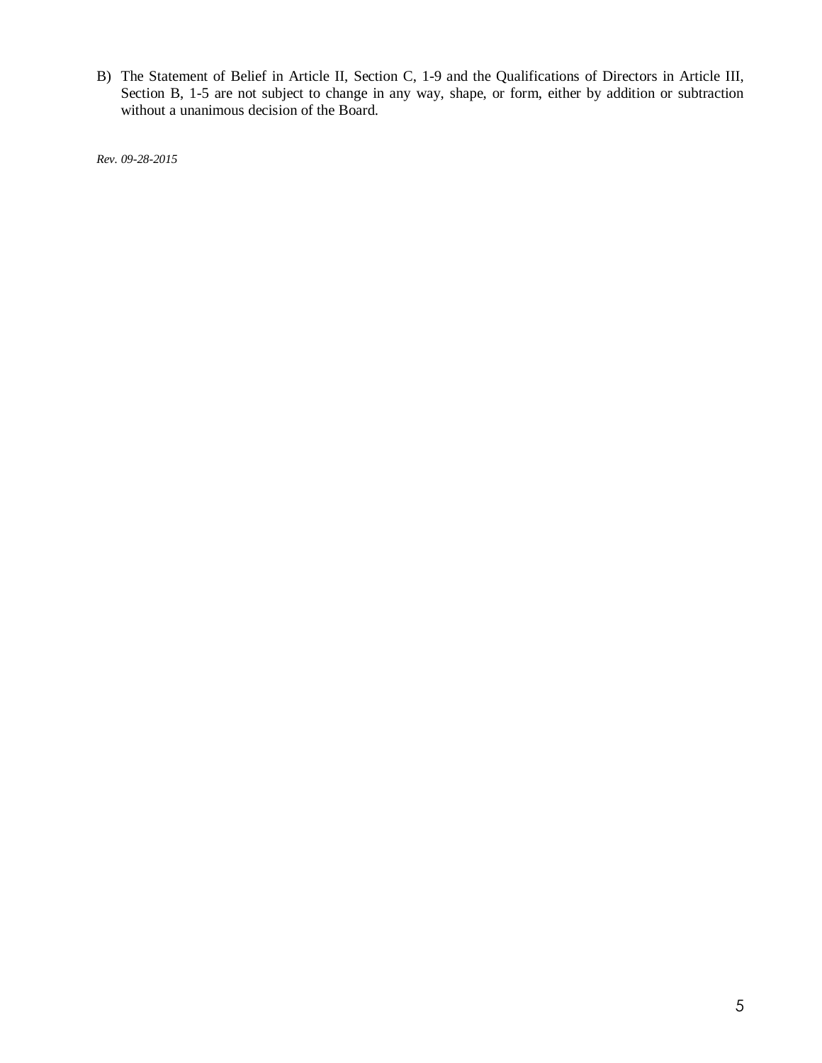B) The Statement of Belief in Article II, Section C, 1-9 and the Qualifications of Directors in Article III, Section B, 1-5 are not subject to change in any way, shape, or form, either by addition or subtraction without a unanimous decision of the Board.

*Rev. 09-28-2015*